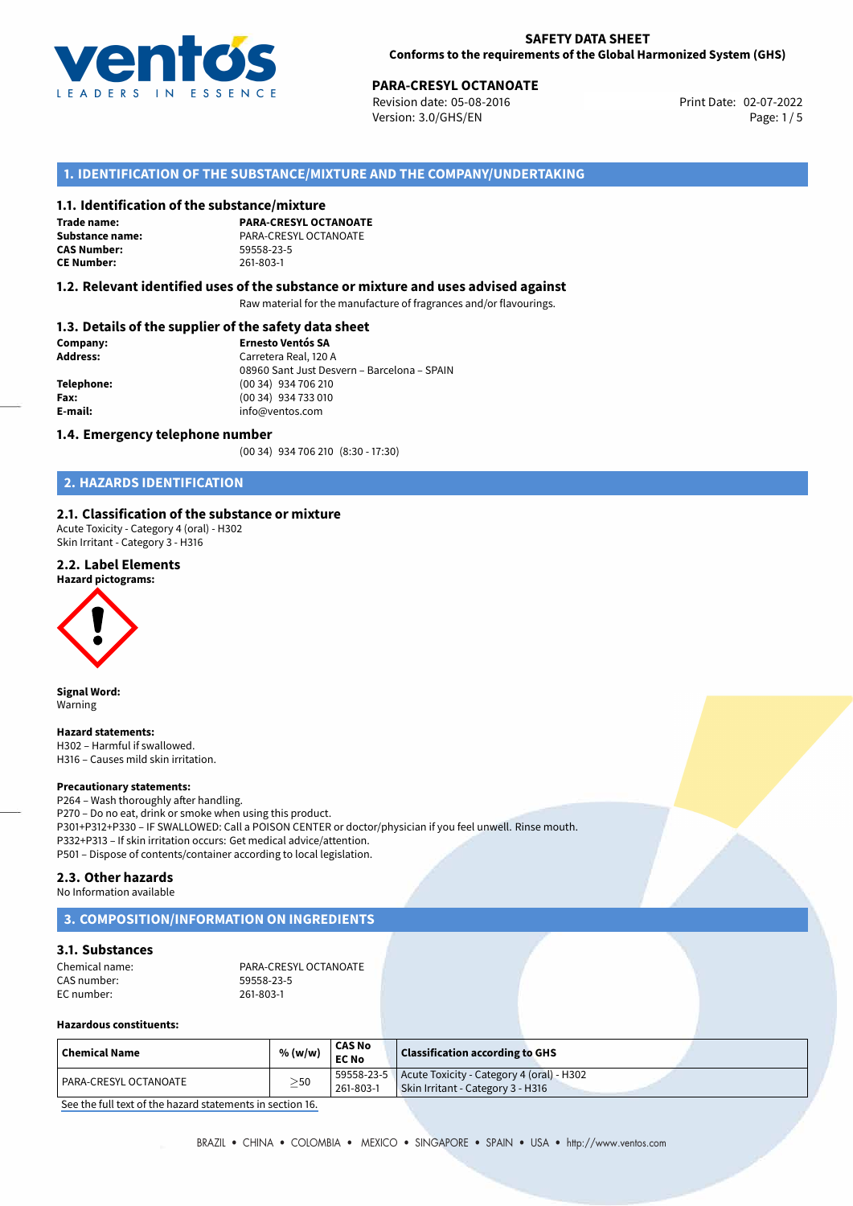**SAFETY DATA SHEET**
**Conforms to the requirements of the Global Harmonized System (GHS)**

**PARA-CRESYL OCTANOATE**
Revision date: 05-08-2016
Version: 3.0/GHS/EN
Print Date: 02-07-2022

## 1. IDENTIFICATION OF THE SUBSTANCE/MIXTURE AND THE COMPANY/UNDERTAKING

### 1.1. Identification of the substance/mixture

**Trade name:** **PARA-CRESYL OCTANOATE**
**Substance name:** PARA-CRESYL OCTANOATE
**CAS Number:** 59558-23-5
**CE Number:** 261-803-1

### 1.2. Relevant identified uses of the substance or mixture and uses advised against

Raw material for the manufacture of fragrances and/or flavourings.

### 1.3. Details of the supplier of the safety data sheet

**Company:** **Ernesto Ventós SA**
**Address:** Carretera Real, 120 A
08960 Sant Just Desvern – Barcelona – SPAIN
**Telephone:** (00 34) 934 706 210
**Fax:** (00 34) 934 733 010
**E-mail:** info@ventos.com

### 1.4. Emergency telephone number

(00 34) 934 706 210 (8:30 - 17:30)

## 2. HAZARDS IDENTIFICATION

### 2.1. Classification of the substance or mixture

Acute Toxicity - Category 4 (oral) - H302
Skin Irritant - Category 3 - H316

### 2.2. Label Elements

**Hazard pictograms:**

**Signal Word:**
Warning

**Hazard statements:**
H302 – Harmful if swallowed.
H316 – Causes mild skin irritation.

**Precautionary statements:**
P264 – Wash thoroughly after handling.
P270 – Do no eat, drink or smoke when using this product.
P301+P312+P330 – IF SWALLOWED: Call a POISON CENTER or doctor/physician if you feel unwell. Rinse mouth.
P332+P313 – If skin irritation occurs: Get medical advice/attention.
P501 – Dispose of contents/container according to local legislation.

### 2.3. Other hazards

No Information available

## 3. COMPOSITION/INFORMATION ON INGREDIENTS

### 3.1. Substances

Chemical name: PARA-CRESYL OCTANOATE
CAS number: 59558-23-5
EC number: 261-803-1

**Hazardous constituents:**

| Chemical Name | % (w/w) | CAS No EC No | Classification according to GHS |
|---|---|---|---|
| PARA-CRESYL OCTANOATE | ≥50 | 59558-23-5 261-803-1 | Acute Toxicity - Category 4 (oral) - H302 Skin Irritant - Category 3 - H316 |

See the full text of the hazard statements in section 16.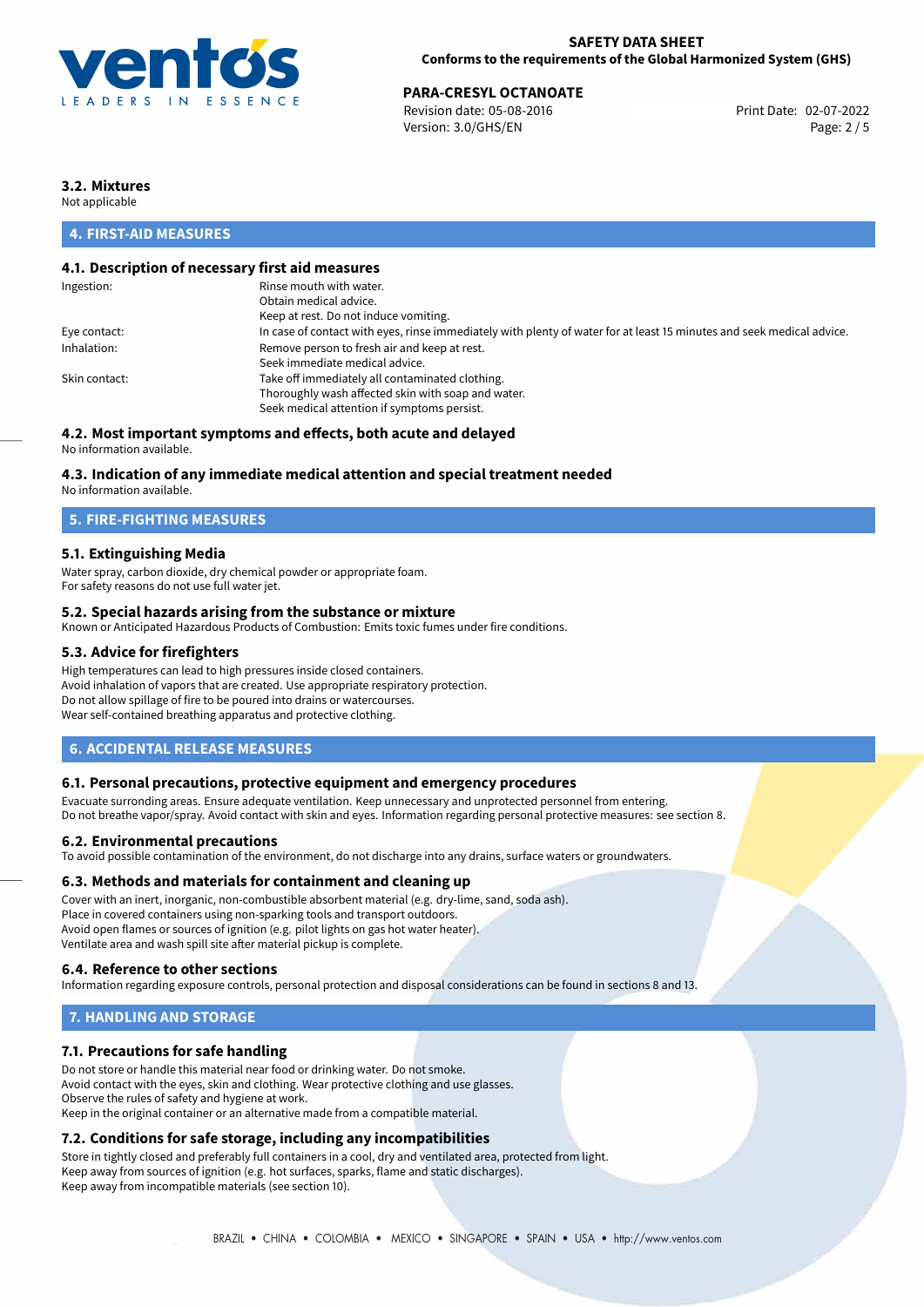### 3.2. Mixtures
Not applicable

## 4. FIRST-AID MEASURES

### 4.1. Description of necessary first aid measures

| | |
|---|---|
| Ingestion: | Rinse mouth with water.<br>Obtain medical advice.<br>Keep at rest. Do not induce vomiting. |
| Eye contact: | In case of contact with eyes, rinse immediately with plenty of water for at least 15 minutes and seek medical advice. |
| Inhalation: | Remove person to fresh air and keep at rest.<br>Seek immediate medical advice. |
| Skin contact: | Take off immediately all contaminated clothing.<br>Thoroughly wash affected skin with soap and water.<br>Seek medical attention if symptoms persist. |

### 4.2. Most important symptoms and effects, both acute and delayed
No information available.

### 4.3. Indication of any immediate medical attention and special treatment needed
No information available.

## 5. FIRE-FIGHTING MEASURES

### 5.1. Extinguishing Media
Water spray, carbon dioxide, dry chemical powder or appropriate foam.
For safety reasons do not use full water jet.

### 5.2. Special hazards arising from the substance or mixture
Known or Anticipated Hazardous Products of Combustion: Emits toxic fumes under fire conditions.

### 5.3. Advice for firefighters
High temperatures can lead to high pressures inside closed containers.
Avoid inhalation of vapors that are created. Use appropriate respiratory protection.
Do not allow spillage of fire to be poured into drains or watercourses.
Wear self-contained breathing apparatus and protective clothing.

## 6. ACCIDENTAL RELEASE MEASURES

### 6.1. Personal precautions, protective equipment and emergency procedures
Evacuate surronding areas. Ensure adequate ventilation. Keep unnecessary and unprotected personnel from entering.
Do not breathe vapor/spray. Avoid contact with skin and eyes. Information regarding personal protective measures: see section 8.

### 6.2. Environmental precautions
To avoid possible contamination of the environment, do not discharge into any drains, surface waters or groundwaters.

### 6.3. Methods and materials for containment and cleaning up
Cover with an inert, inorganic, non-combustible absorbent material (e.g. dry-lime, sand, soda ash).
Place in covered containers using non-sparking tools and transport outdoors.
Avoid open flames or sources of ignition (e.g. pilot lights on gas hot water heater).
Ventilate area and wash spill site after material pickup is complete.

### 6.4. Reference to other sections
Information regarding exposure controls, personal protection and disposal considerations can be found in sections 8 and 13.

## 7. HANDLING AND STORAGE

### 7.1. Precautions for safe handling
Do not store or handle this material near food or drinking water. Do not smoke.
Avoid contact with the eyes, skin and clothing. Wear protective clothing and use glasses.
Observe the rules of safety and hygiene at work.
Keep in the original container or an alternative made from a compatible material.

### 7.2. Conditions for safe storage, including any incompatibilities
Store in tightly closed and preferably full containers in a cool, dry and ventilated area, protected from light.
Keep away from sources of ignition (e.g. hot surfaces, sparks, flame and static discharges).
Keep away from incompatible materials (see section 10).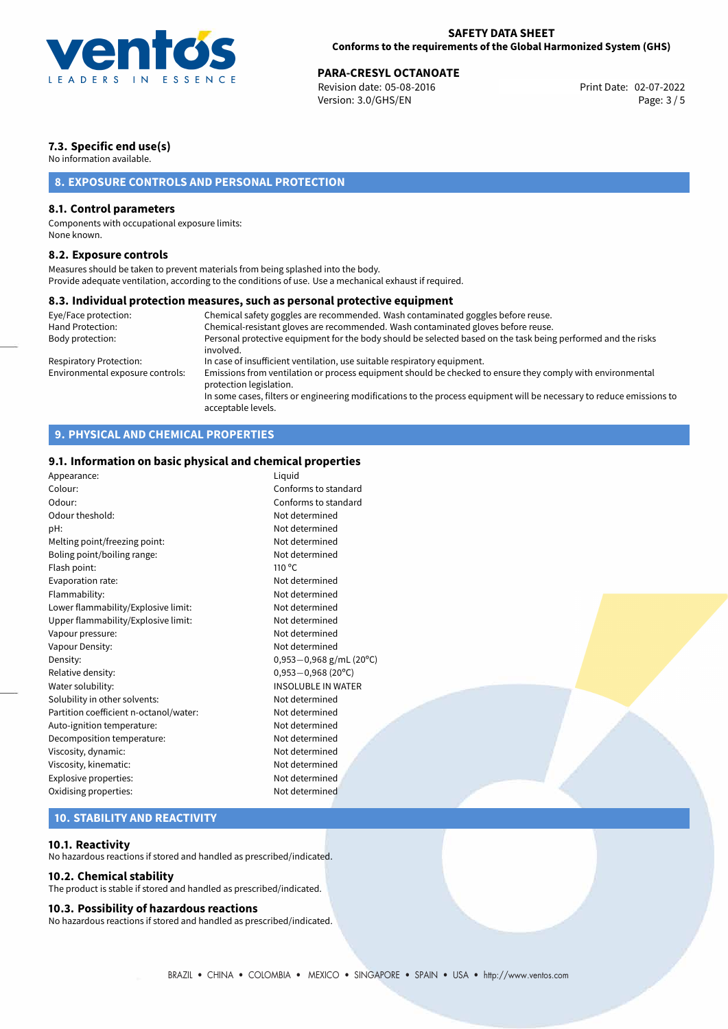### 7.3. Specific end use(s)

No information available.

## 8. EXPOSURE CONTROLS AND PERSONAL PROTECTION

### 8.1. Control parameters

Components with occupational exposure limits:
None known.

### 8.2. Exposure controls

Measures should be taken to prevent materials from being splashed into the body.
Provide adequate ventilation, according to the conditions of use. Use a mechanical exhaust if required.

### 8.3. Individual protection measures, such as personal protective equipment

| | |
|---|---|
| Eye/Face protection: | Chemical safety goggles are recommended. Wash contaminated goggles before reuse. |
| Hand Protection: | Chemical-resistant gloves are recommended. Wash contaminated gloves before reuse. |
| Body protection: | Personal protective equipment for the body should be selected based on the task being performed and the risks involved. |
| Respiratory Protection: | In case of insufficient ventilation, use suitable respiratory equipment. |
| Environmental exposure controls: | Emissions from ventilation or process equipment should be checked to ensure they comply with environmental protection legislation. In some cases, filters or engineering modifications to the process equipment will be necessary to reduce emissions to acceptable levels. |

## 9. PHYSICAL AND CHEMICAL PROPERTIES

### 9.1. Information on basic physical and chemical properties

| | |
|---|---|
| Appearance: | Liquid |
| Colour: | Conforms to standard |
| Odour: | Conforms to standard |
| Odour theshold: | Not determined |
| pH: | Not determined |
| Melting point/freezing point: | Not determined |
| Boling point/boiling range: | Not determined |
| Flash point: | 110 °C |
| Evaporation rate: | Not determined |
| Flammability: | Not determined |
| Lower flammability/Explosive limit: | Not determined |
| Upper flammability/Explosive limit: | Not determined |
| Vapour pressure: | Not determined |
| Vapour Density: | Not determined |
| Density: | 0,953−0,968 g/mL (20°C) |
| Relative density: | 0,953−0,968 (20°C) |
| Water solubility: | INSOLUBLE IN WATER |
| Solubility in other solvents: | Not determined |
| Partition coefficient n-octanol/water: | Not determined |
| Auto-ignition temperature: | Not determined |
| Decomposition temperature: | Not determined |
| Viscosity, dynamic: | Not determined |
| Viscosity, kinematic: | Not determined |
| Explosive properties: | Not determined |
| Oxidising properties: | Not determined |

## 10. STABILITY AND REACTIVITY

### 10.1. Reactivity

No hazardous reactions if stored and handled as prescribed/indicated.

### 10.2. Chemical stability

The product is stable if stored and handled as prescribed/indicated.

### 10.3. Possibility of hazardous reactions

No hazardous reactions if stored and handled as prescribed/indicated.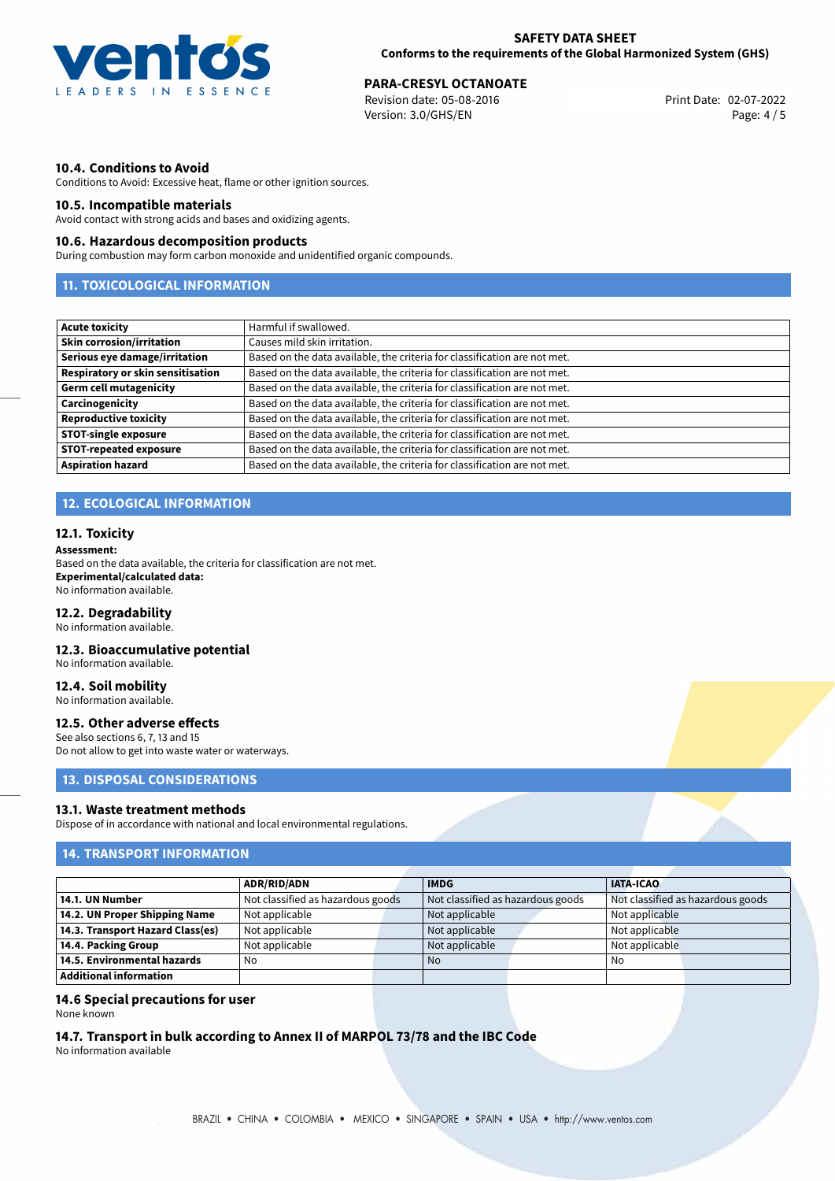### 10.4. Conditions to Avoid

Conditions to Avoid: Excessive heat, flame or other ignition sources.

### 10.5. Incompatible materials

Avoid contact with strong acids and bases and oxidizing agents.

### 10.6. Hazardous decomposition products

During combustion may form carbon monoxide and unidentified organic compounds.

## 11. TOXICOLOGICAL INFORMATION

| | |
|---|---|
| **Acute toxicity** | Harmful if swallowed. |
| **Skin corrosion/irritation** | Causes mild skin irritation. |
| **Serious eye damage/irritation** | Based on the data available, the criteria for classification are not met. |
| **Respiratory or skin sensitisation** | Based on the data available, the criteria for classification are not met. |
| **Germ cell mutagenicity** | Based on the data available, the criteria for classification are not met. |
| **Carcinogenicity** | Based on the data available, the criteria for classification are not met. |
| **Reproductive toxicity** | Based on the data available, the criteria for classification are not met. |
| **STOT-single exposure** | Based on the data available, the criteria for classification are not met. |
| **STOT-repeated exposure** | Based on the data available, the criteria for classification are not met. |
| **Aspiration hazard** | Based on the data available, the criteria for classification are not met. |

## 12. ECOLOGICAL INFORMATION

### 12.1. Toxicity

**Assessment:**
Based on the data available, the criteria for classification are not met.
**Experimental/calculated data:**
No information available.

### 12.2. Degradability

No information available.

### 12.3. Bioaccumulative potential

No information available.

### 12.4. Soil mobility

No information available.

### 12.5. Other adverse effects

See also sections 6, 7, 13 and 15
Do not allow to get into waste water or waterways.

## 13. DISPOSAL CONSIDERATIONS

### 13.1. Waste treatment methods

Dispose of in accordance with national and local environmental regulations.

## 14. TRANSPORT INFORMATION

| | ADR/RID/ADN | IMDG | IATA-ICAO |
|---|---|---|---|
| **14.1. UN Number** | Not classified as hazardous goods | Not classified as hazardous goods | Not classified as hazardous goods |
| **14.2. UN Proper Shipping Name** | Not applicable | Not applicable | Not applicable |
| **14.3. Transport Hazard Class(es)** | Not applicable | Not applicable | Not applicable |
| **14.4. Packing Group** | Not applicable | Not applicable | Not applicable |
| **14.5. Environmental hazards** | No | No | No |
| **Additional information** | | | |

### 14.6 Special precautions for user

None known

### 14.7. Transport in bulk according to Annex II of MARPOL 73/78 and the IBC Code

No information available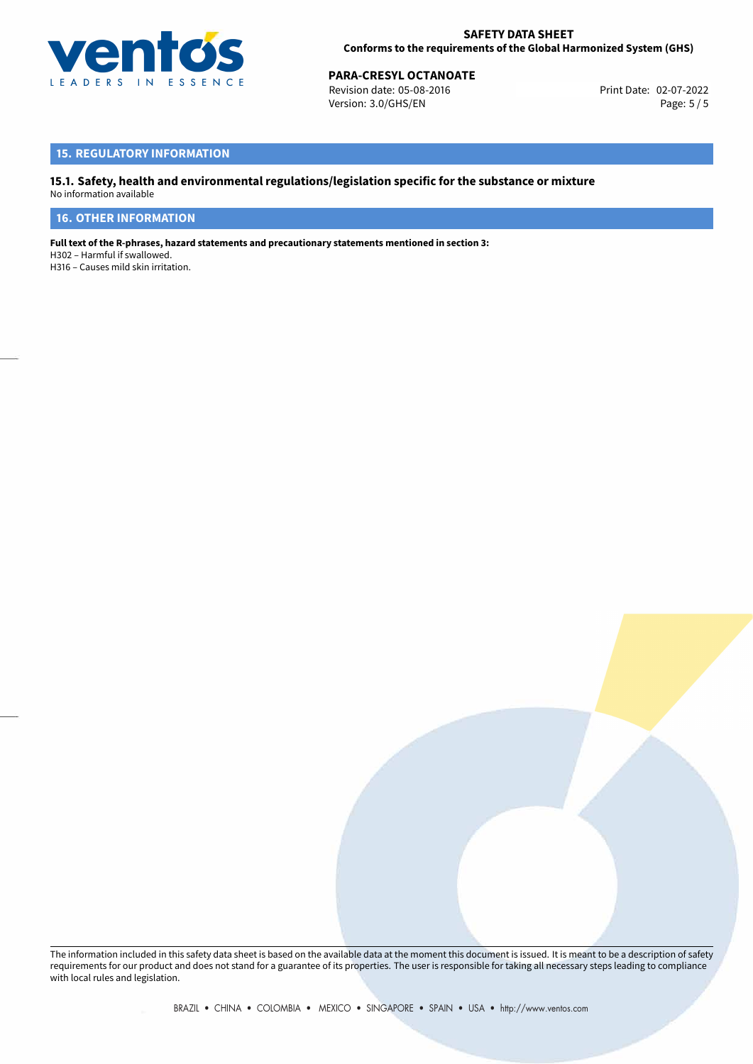## 15. REGULATORY INFORMATION

### 15.1. Safety, health and environmental regulations/legislation specific for the substance or mixture

No information available

## 16. OTHER INFORMATION

**Full text of the R-phrases, hazard statements and precautionary statements mentioned in section 3:**

H302 – Harmful if swallowed.
H316 – Causes mild skin irritation.

The information included in this safety data sheet is based on the available data at the moment this document is issued. It is meant to be a description of safety requirements for our product and does not stand for a guarantee of its properties. The user is responsible for taking all necessary steps leading to compliance with local rules and legislation.